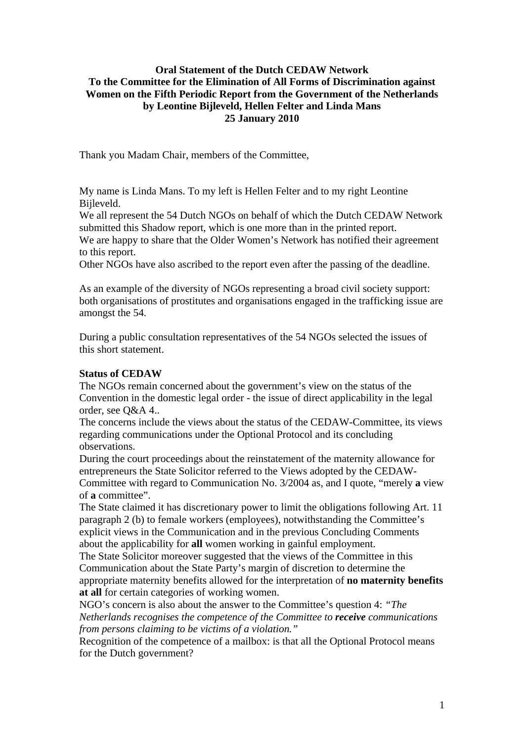**Oral Statement of the Dutch CEDAW Network**
**To the Committee for the Elimination of All Forms of Discrimination against Women on the Fifth Periodic Report from the Government of the Netherlands**
**by Leontine Bijleveld, Hellen Felter and Linda Mans**
**25 January 2010**

Thank you Madam Chair, members of the Committee,

My name is Linda Mans. To my left is Hellen Felter and to my right Leontine Bijleveld.
We all represent the 54 Dutch NGOs on behalf of which the Dutch CEDAW Network submitted this Shadow report, which is one more than in the printed report.
We are happy to share that the Older Women's Network has notified their agreement to this report.
Other NGOs have also ascribed to the report even after the passing of the deadline.

As an example of the diversity of NGOs representing a broad civil society support: both organisations of prostitutes and organisations engaged in the trafficking issue are amongst the 54.

During a public consultation representatives of the 54 NGOs selected the issues of this short statement.

**Status of CEDAW**

The NGOs remain concerned about the government's view on the status of the Convention in the domestic legal order - the issue of direct applicability in the legal order, see Q&A 4..
The concerns include the views about the status of the CEDAW-Committee, its views regarding communications under the Optional Protocol and its concluding observations.
During the court proceedings about the reinstatement of the maternity allowance for entrepreneurs the State Solicitor referred to the Views adopted by the CEDAW-Committee with regard to Communication No. 3/2004 as, and I quote, "merely **a** view of **a** committee".
The State claimed it has discretionary power to limit the obligations following Art. 11 paragraph 2 (b) to female workers (employees), notwithstanding the Committee's explicit views in the Communication and in the previous Concluding Comments about the applicability for **all** women working in gainful employment.
The State Solicitor moreover suggested that the views of the Committee in this Communication about the State Party's margin of discretion to determine the appropriate maternity benefits allowed for the interpretation of **no maternity benefits at all** for certain categories of working women.
NGO's concern is also about the answer to the Committee's question 4: *"The Netherlands recognises the competence of the Committee to **receive** communications from persons claiming to be victims of a violation."*
Recognition of the competence of a mailbox: is that all the Optional Protocol means for the Dutch government?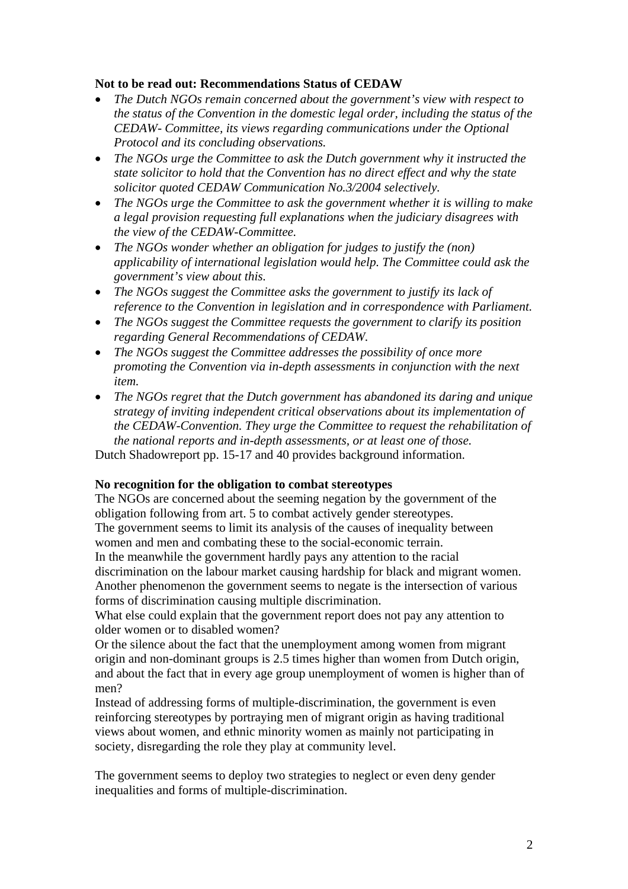**Not to be read out: Recommendations Status of CEDAW**

- *The Dutch NGOs remain concerned about the government's view with respect to the status of the Convention in the domestic legal order, including the status of the CEDAW- Committee, its views regarding communications under the Optional Protocol and its concluding observations.*
- *The NGOs urge the Committee to ask the Dutch government why it instructed the state solicitor to hold that the Convention has no direct effect and why the state solicitor quoted CEDAW Communication No.3/2004 selectively.*
- *The NGOs urge the Committee to ask the government whether it is willing to make a legal provision requesting full explanations when the judiciary disagrees with the view of the CEDAW-Committee.*
- *The NGOs wonder whether an obligation for judges to justify the (non) applicability of international legislation would help. The Committee could ask the government's view about this.*
- *The NGOs suggest the Committee asks the government to justify its lack of reference to the Convention in legislation and in correspondence with Parliament.*
- *The NGOs suggest the Committee requests the government to clarify its position regarding General Recommendations of CEDAW.*
- *The NGOs suggest the Committee addresses the possibility of once more promoting the Convention via in-depth assessments in conjunction with the next item.*
- *The NGOs regret that the Dutch government has abandoned its daring and unique strategy of inviting independent critical observations about its implementation of the CEDAW-Convention. They urge the Committee to request the rehabilitation of the national reports and in-depth assessments, or at least one of those.*

Dutch Shadowreport pp. 15-17 and 40 provides background information.

**No recognition for the obligation to combat stereotypes**

The NGOs are concerned about the seeming negation by the government of the obligation following from art. 5 to combat actively gender stereotypes.
The government seems to limit its analysis of the causes of inequality between women and men and combating these to the social-economic terrain.
In the meanwhile the government hardly pays any attention to the racial discrimination on the labour market causing hardship for black and migrant women.
Another phenomenon the government seems to negate is the intersection of various forms of discrimination causing multiple discrimination.
What else could explain that the government report does not pay any attention to older women or to disabled women?
Or the silence about the fact that the unemployment among women from migrant origin and non-dominant groups is 2.5 times higher than women from Dutch origin, and about the fact that in every age group unemployment of women is higher than of men?
Instead of addressing forms of multiple-discrimination, the government is even reinforcing stereotypes by portraying men of migrant origin as having traditional views about women, and ethnic minority women as mainly not participating in society, disregarding the role they play at community level.

The government seems to deploy two strategies to neglect or even deny gender inequalities and forms of multiple-discrimination.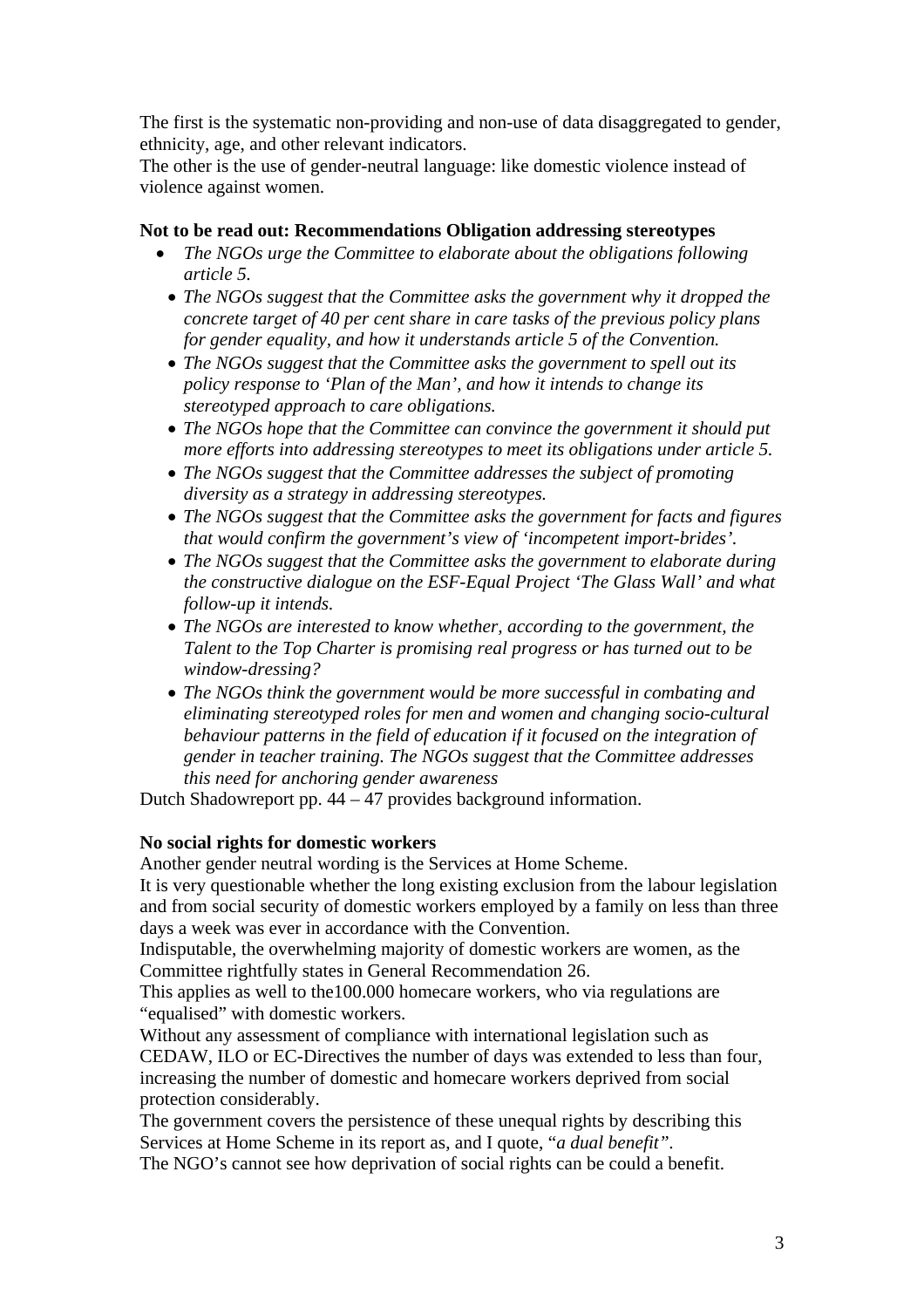The first is the systematic non-providing and non-use of data disaggregated to gender, ethnicity, age, and other relevant indicators.
The other is the use of gender-neutral language: like domestic violence instead of violence against women.

**Not to be read out: Recommendations Obligation addressing stereotypes**

- *The NGOs urge the Committee to elaborate about the obligations following article 5.*
- *The NGOs suggest that the Committee asks the government why it dropped the concrete target of 40 per cent share in care tasks of the previous policy plans for gender equality, and how it understands article 5 of the Convention.*
- *The NGOs suggest that the Committee asks the government to spell out its policy response to 'Plan of the Man', and how it intends to change its stereotyped approach to care obligations.*
- *The NGOs hope that the Committee can convince the government it should put more efforts into addressing stereotypes to meet its obligations under article 5.*
- *The NGOs suggest that the Committee addresses the subject of promoting diversity as a strategy in addressing stereotypes.*
- *The NGOs suggest that the Committee asks the government for facts and figures that would confirm the government's view of 'incompetent import-brides'.*
- *The NGOs suggest that the Committee asks the government to elaborate during the constructive dialogue on the ESF-Equal Project 'The Glass Wall' and what follow-up it intends.*
- *The NGOs are interested to know whether, according to the government, the Talent to the Top Charter is promising real progress or has turned out to be window-dressing?*
- *The NGOs think the government would be more successful in combating and eliminating stereotyped roles for men and women and changing socio-cultural behaviour patterns in the field of education if it focused on the integration of gender in teacher training. The NGOs suggest that the Committee addresses this need for anchoring gender awareness*

Dutch Shadowreport pp. 44 – 47 provides background information.

**No social rights for domestic workers**

Another gender neutral wording is the Services at Home Scheme.
It is very questionable whether the long existing exclusion from the labour legislation and from social security of domestic workers employed by a family on less than three days a week was ever in accordance with the Convention.
Indisputable, the overwhelming majority of domestic workers are women, as the Committee rightfully states in General Recommendation 26.
This applies as well to the100.000 homecare workers, who via regulations are "equalised" with domestic workers.
Without any assessment of compliance with international legislation such as CEDAW, ILO or EC-Directives the number of days was extended to less than four, increasing the number of domestic and homecare workers deprived from social protection considerably.
The government covers the persistence of these unequal rights by describing this Services at Home Scheme in its report as, and I quote, "*a dual benefit"*.
The NGO's cannot see how deprivation of social rights can be could a benefit.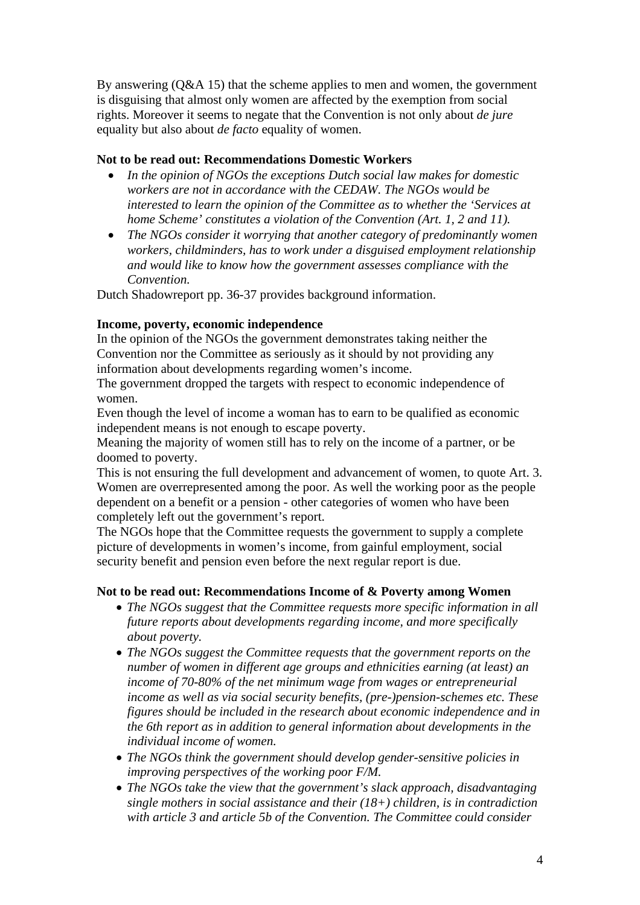By answering (Q&A 15) that the scheme applies to men and women, the government is disguising that almost only women are affected by the exemption from social rights. Moreover it seems to negate that the Convention is not only about *de jure* equality but also about *de facto* equality of women.

**Not to be read out: Recommendations Domestic Workers**

- *In the opinion of NGOs the exceptions Dutch social law makes for domestic workers are not in accordance with the CEDAW. The NGOs would be interested to learn the opinion of the Committee as to whether the 'Services at home Scheme' constitutes a violation of the Convention (Art. 1, 2 and 11).*
- *The NGOs consider it worrying that another category of predominantly women workers, childminders, has to work under a disguised employment relationship and would like to know how the government assesses compliance with the Convention.*

Dutch Shadowreport pp. 36-37 provides background information.

**Income, poverty, economic independence**

In the opinion of the NGOs the government demonstrates taking neither the Convention nor the Committee as seriously as it should by not providing any information about developments regarding women's income.

The government dropped the targets with respect to economic independence of women.

Even though the level of income a woman has to earn to be qualified as economic independent means is not enough to escape poverty.

Meaning the majority of women still has to rely on the income of a partner, or be doomed to poverty.

This is not ensuring the full development and advancement of women, to quote Art. 3. Women are overrepresented among the poor. As well the working poor as the people dependent on a benefit or a pension - other categories of women who have been completely left out the government's report.

The NGOs hope that the Committee requests the government to supply a complete picture of developments in women's income, from gainful employment, social security benefit and pension even before the next regular report is due.

**Not to be read out: Recommendations Income of & Poverty among Women**

- *The NGOs suggest that the Committee requests more specific information in all future reports about developments regarding income, and more specifically about poverty.*
- *The NGOs suggest the Committee requests that the government reports on the number of women in different age groups and ethnicities earning (at least) an income of 70-80% of the net minimum wage from wages or entrepreneurial income as well as via social security benefits, (pre-)pension-schemes etc. These figures should be included in the research about economic independence and in the 6th report as in addition to general information about developments in the individual income of women.*
- *The NGOs think the government should develop gender-sensitive policies in improving perspectives of the working poor F/M.*
- *The NGOs take the view that the government's slack approach, disadvantaging single mothers in social assistance and their (18+) children, is in contradiction with article 3 and article 5b of the Convention. The Committee could consider*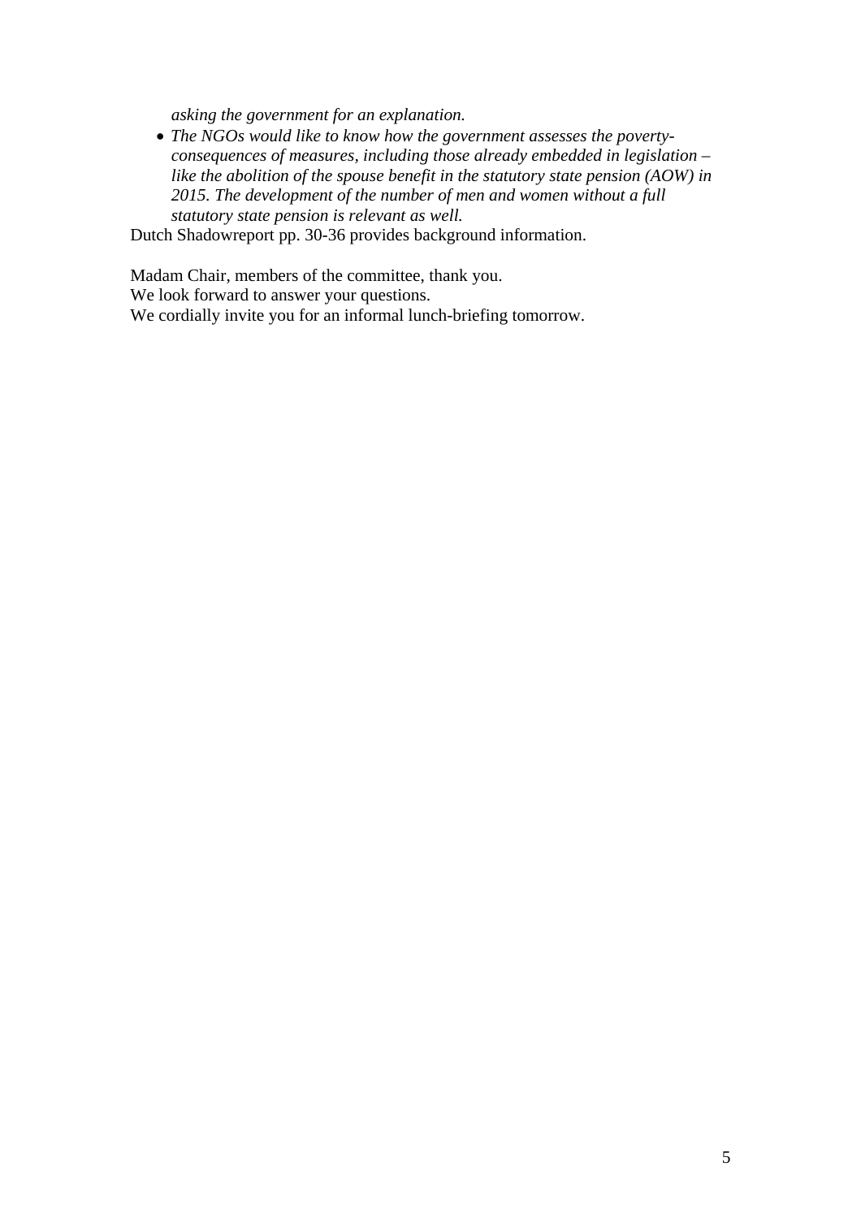*asking the government for an explanation.*

- *The NGOs would like to know how the government assesses the poverty-consequences of measures, including those already embedded in legislation – like the abolition of the spouse benefit in the statutory state pension (AOW) in 2015. The development of the number of men and women without a full statutory state pension is relevant as well.*

Dutch Shadowreport pp. 30-36 provides background information.

Madam Chair, members of the committee, thank you.
We look forward to answer your questions.
We cordially invite you for an informal lunch-briefing tomorrow.